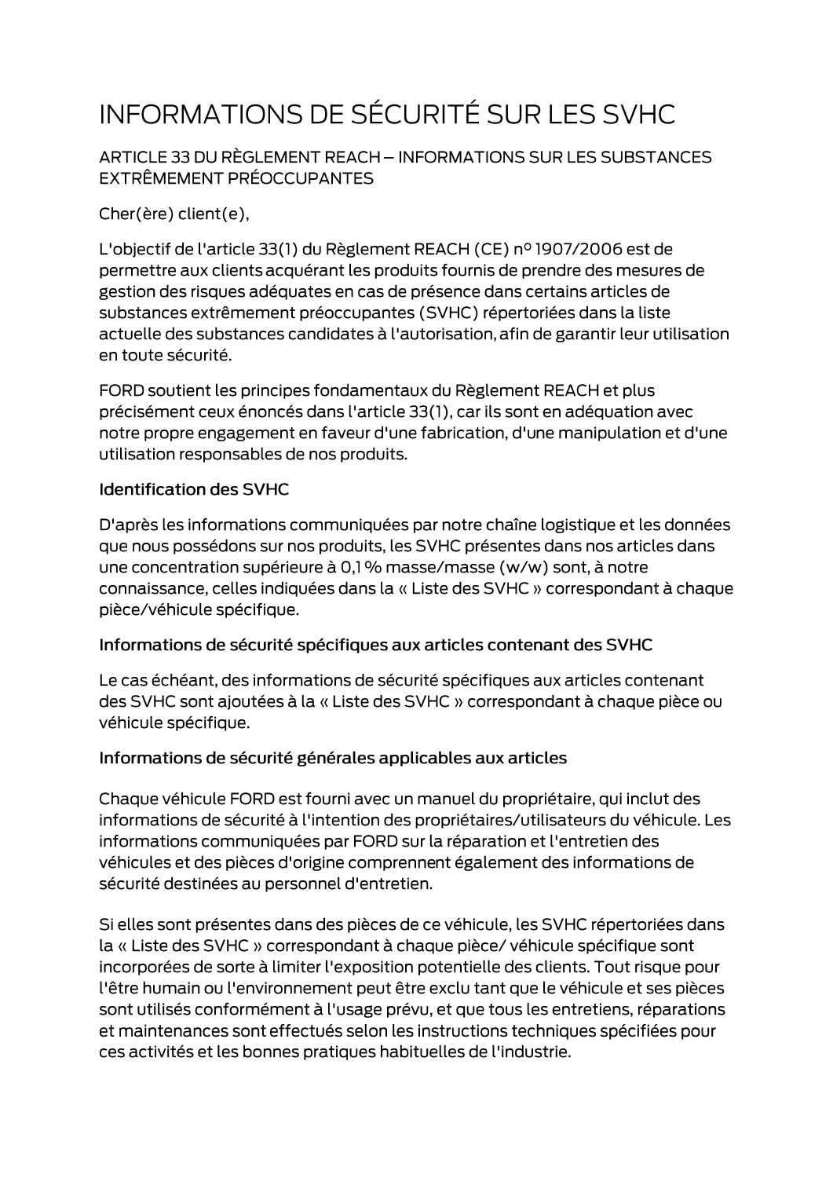# INFORMATIONS DE SÉCURITÉ SUR LES SVHC

## ARTICLE 33 DU RÈGLEMENT REACH – INFORMATIONS SUR LES SUBSTANCES EXTRÊMEMENT PRÉOCCUPANTES

Cher(ère) client(e),

L'objectif de l'article 33(1) du Règlement REACH (CE) nº 1907/2006 est de permettre aux clients acquérant les produits fournis de prendre des mesures de gestion des risques adéquates en cas de présence dans certains articles de substances extrêmement préoccupantes (SVHC) répertoriées dans la liste actuelle des substances candidates à l'autorisation, afin de garantir leur utilisation en toute sécurité.

FORD soutient les principes fondamentaux du Règlement REACH et plus précisément ceux énoncés dans l'article 33(1), car ils sont en adéquation avec notre propre engagement en faveur d'une fabrication, d'une manipulation et d'une utilisation responsables de nos produits.

### Identification des SVHC

D'après les informations communiquées par notre chaîne logistique et les données que nous possédons sur nos produits, les SVHC présentes dans nos articles dans une concentration supérieure à 0,1 % masse/masse (w/w) sont, à notre connaissance, celles indiquées dans la « Liste des SVHC » correspondant à chaque pièce/véhicule spécifique.

### Informations de sécurité spécifiques aux articles contenant des SVHC

Le cas échéant, des informations de sécurité spécifiques aux articles contenant des SVHC sont ajoutées à la « Liste des SVHC » correspondant à chaque pièce ou véhicule spécifique.

### Informations de sécurité générales applicables aux articles

Chaque véhicule FORD est fourni avec un manuel du propriétaire, qui inclut des informations de sécurité à l'intention des propriétaires/utilisateurs du véhicule. Les informations communiquées par FORD sur la réparation et l'entretien des véhicules et des pièces d'origine comprennent également des informations de sécurité destinées au personnel d'entretien.

Si elles sont présentes dans des pièces de ce véhicule, les SVHC répertoriées dans la « Liste des SVHC » correspondant à chaque pièce/ véhicule spécifique sont incorporées de sorte à limiter l'exposition potentielle des clients. Tout risque pour l'être humain ou l'environnement peut être exclu tant que le véhicule et ses pièces sont utilisés conformément à l'usage prévu, et que tous les entretiens, réparations et maintenances sont effectués selon les instructions techniques spécifiées pour ces activités et les bonnes pratiques habituelles de l'industrie.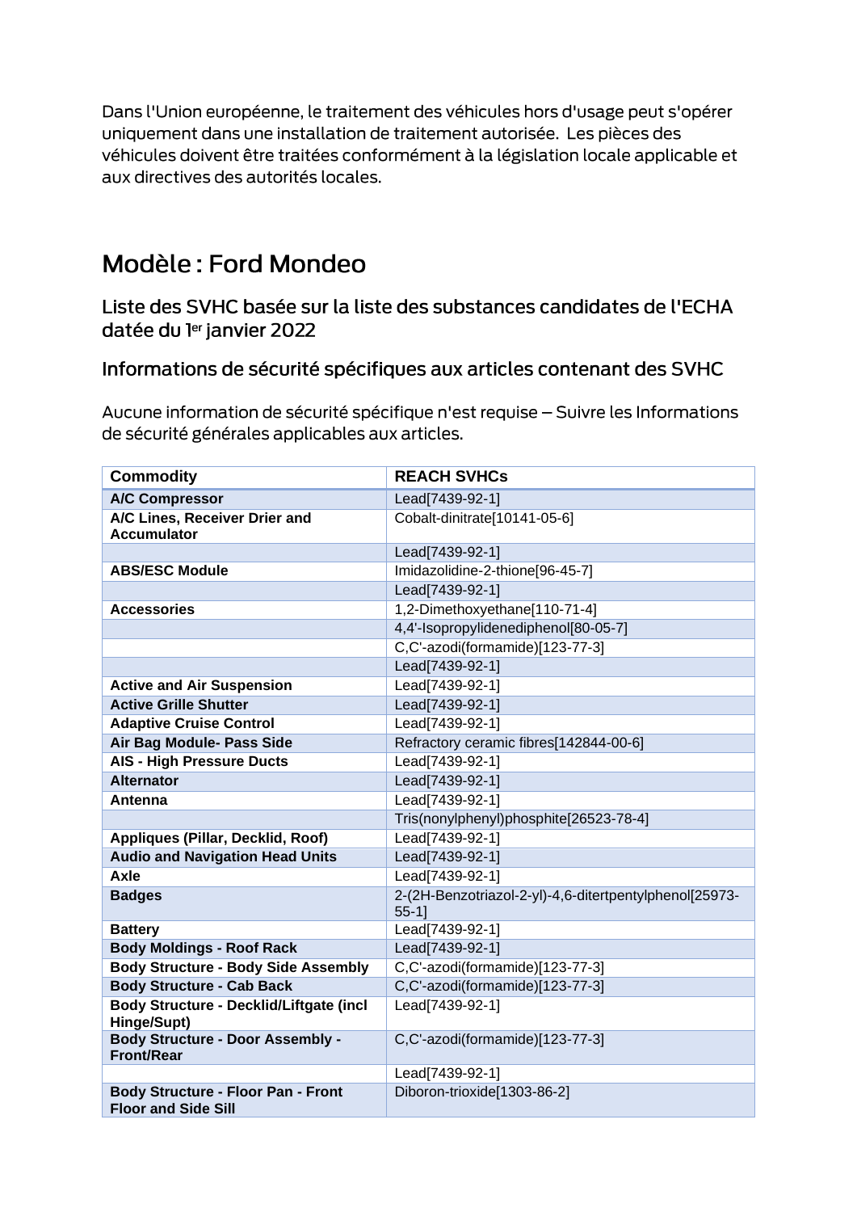Dans l'Union européenne, le traitement des véhicules hors d'usage peut s'opérer uniquement dans une installation de traitement autorisée.  Les pièces des véhicules doivent être traitées conformément à la législation locale applicable et aux directives des autorités locales.

# Modèle : Ford Mondeo

## Liste des SVHC basée sur la liste des substances candidates de l'ECHA datée du 1er janvier 2022

## Informations de sécurité spécifiques aux articles contenant des SVHC

Aucune information de sécurité spécifique n'est requise – Suivre les Informations de sécurité générales applicables aux articles.

| Commodity | REACH SVHCs |
|---|---|
| **A/C Compressor** | Lead[7439-92-1] |
| **A/C Lines, Receiver Drier and Accumulator** | Cobalt-dinitrate[10141-05-6] |
| | Lead[7439-92-1] |
| **ABS/ESC Module** | Imidazolidine-2-thione[96-45-7] |
| | Lead[7439-92-1] |
| **Accessories** | 1,2-Dimethoxyethane[110-71-4] |
| | 4,4'-Isopropylidenediphenol[80-05-7] |
| | C,C'-azodi(formamide)[123-77-3] |
| | Lead[7439-92-1] |
| **Active and Air Suspension** | Lead[7439-92-1] |
| **Active Grille Shutter** | Lead[7439-92-1] |
| **Adaptive Cruise Control** | Lead[7439-92-1] |
| **Air Bag Module- Pass Side** | Refractory ceramic fibres[142844-00-6] |
| **AIS - High Pressure Ducts** | Lead[7439-92-1] |
| **Alternator** | Lead[7439-92-1] |
| **Antenna** | Lead[7439-92-1] |
| | Tris(nonylphenyl)phosphite[26523-78-4] |
| **Appliques (Pillar, Decklid, Roof)** | Lead[7439-92-1] |
| **Audio and Navigation Head Units** | Lead[7439-92-1] |
| **Axle** | Lead[7439-92-1] |
| **Badges** | 2-(2H-Benzotriazol-2-yl)-4,6-ditertpentylphenol[25973-55-1] |
| **Battery** | Lead[7439-92-1] |
| **Body Moldings - Roof Rack** | Lead[7439-92-1] |
| **Body Structure - Body Side Assembly** | C,C'-azodi(formamide)[123-77-3] |
| **Body Structure - Cab Back** | C,C'-azodi(formamide)[123-77-3] |
| **Body Structure - Decklid/Liftgate (incl Hinge/Supt)** | Lead[7439-92-1] |
| **Body Structure - Door Assembly - Front/Rear** | C,C'-azodi(formamide)[123-77-3] |
| | Lead[7439-92-1] |
| **Body Structure - Floor Pan - Front Floor and Side Sill** | Diboron-trioxide[1303-86-2] |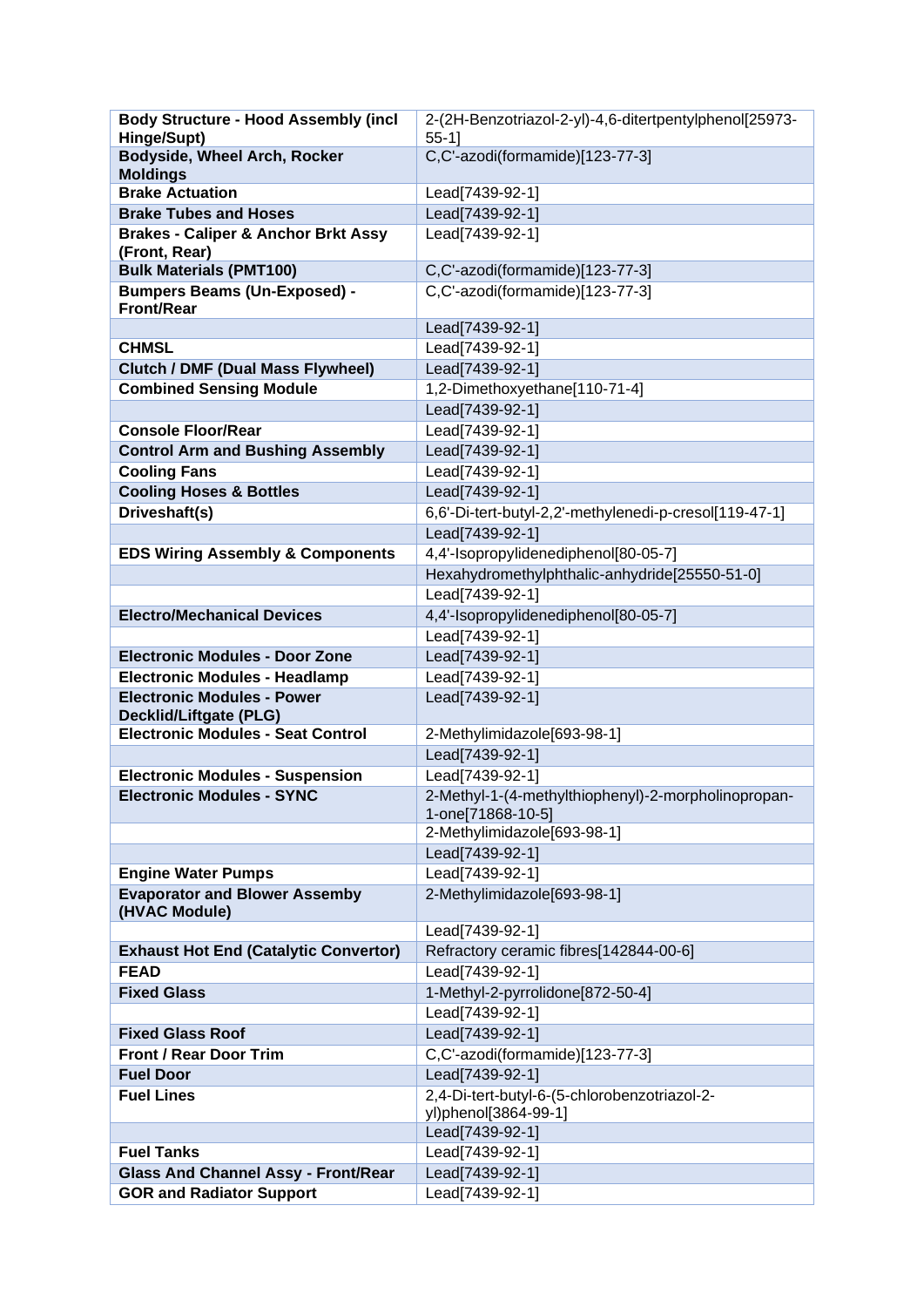| Body Structure - Hood Assembly (incl Hinge/Supt) | 2-(2H-Benzotriazol-2-yl)-4,6-ditertpentylphenol[25973-55-1] |
|---|---|
| **Bodyside, Wheel Arch, Rocker Moldings** | C,C'-azodi(formamide)[123-77-3] |
| **Brake Actuation** | Lead[7439-92-1] |
| **Brake Tubes and Hoses** | Lead[7439-92-1] |
| **Brakes - Caliper & Anchor Brkt Assy (Front, Rear)** | Lead[7439-92-1] |
| **Bulk Materials (PMT100)** | C,C'-azodi(formamide)[123-77-3] |
| **Bumpers Beams (Un-Exposed) - Front/Rear** | C,C'-azodi(formamide)[123-77-3] |
| | Lead[7439-92-1] |
| **CHMSL** | Lead[7439-92-1] |
| **Clutch / DMF (Dual Mass Flywheel)** | Lead[7439-92-1] |
| **Combined Sensing Module** | 1,2-Dimethoxyethane[110-71-4] |
| | Lead[7439-92-1] |
| **Console Floor/Rear** | Lead[7439-92-1] |
| **Control Arm and Bushing Assembly** | Lead[7439-92-1] |
| **Cooling Fans** | Lead[7439-92-1] |
| **Cooling Hoses & Bottles** | Lead[7439-92-1] |
| **Driveshaft(s)** | 6,6'-Di-tert-butyl-2,2'-methylenedi-p-cresol[119-47-1] |
| | Lead[7439-92-1] |
| **EDS Wiring Assembly & Components** | 4,4'-Isopropylidenediphenol[80-05-7] |
| | Hexahydromethylphthalic-anhydride[25550-51-0] |
| | Lead[7439-92-1] |
| **Electro/Mechanical Devices** | 4,4'-Isopropylidenediphenol[80-05-7] |
| | Lead[7439-92-1] |
| **Electronic Modules - Door Zone** | Lead[7439-92-1] |
| **Electronic Modules - Headlamp** | Lead[7439-92-1] |
| **Electronic Modules - Power Decklid/Liftgate (PLG)** | Lead[7439-92-1] |
| **Electronic Modules - Seat Control** | 2-Methylimidazole[693-98-1] |
| | Lead[7439-92-1] |
| **Electronic Modules - Suspension** | Lead[7439-92-1] |
| **Electronic Modules - SYNC** | 2-Methyl-1-(4-methylthiophenyl)-2-morpholinopropan-1-one[71868-10-5] |
| | 2-Methylimidazole[693-98-1] |
| | Lead[7439-92-1] |
| **Engine Water Pumps** | Lead[7439-92-1] |
| **Evaporator and Blower Assemby (HVAC Module)** | 2-Methylimidazole[693-98-1] |
| | Lead[7439-92-1] |
| **Exhaust Hot End (Catalytic Convertor)** | Refractory ceramic fibres[142844-00-6] |
| **FEAD** | Lead[7439-92-1] |
| **Fixed Glass** | 1-Methyl-2-pyrrolidone[872-50-4] |
| | Lead[7439-92-1] |
| **Fixed Glass Roof** | Lead[7439-92-1] |
| **Front / Rear Door Trim** | C,C'-azodi(formamide)[123-77-3] |
| **Fuel Door** | Lead[7439-92-1] |
| **Fuel Lines** | 2,4-Di-tert-butyl-6-(5-chlorobenzotriazol-2-yl)phenol[3864-99-1] |
| | Lead[7439-92-1] |
| **Fuel Tanks** | Lead[7439-92-1] |
| **Glass And Channel Assy - Front/Rear** | Lead[7439-92-1] |
| **GOR and Radiator Support** | Lead[7439-92-1] |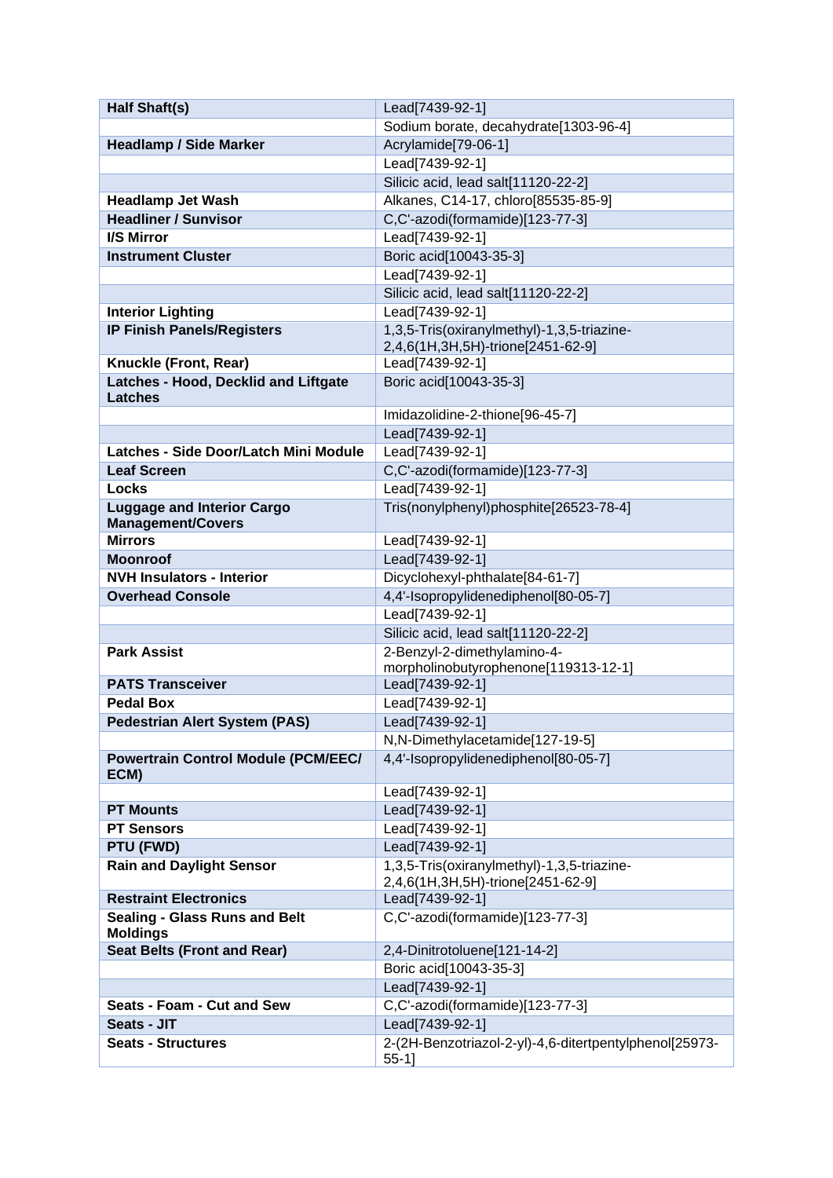| Half Shaft(s) | Lead[7439-92-1] |
|---|---|
| | Sodium borate, decahydrate[1303-96-4] |
| Headlamp / Side Marker | Acrylamide[79-06-1] |
| | Lead[7439-92-1] |
| | Silicic acid, lead salt[11120-22-2] |
| Headlamp Jet Wash | Alkanes, C14-17, chloro[85535-85-9] |
| Headliner / Sunvisor | C,C'-azodi(formamide)[123-77-3] |
| I/S Mirror | Lead[7439-92-1] |
| Instrument Cluster | Boric acid[10043-35-3] |
| | Lead[7439-92-1] |
| | Silicic acid, lead salt[11120-22-2] |
| Interior Lighting | Lead[7439-92-1] |
| IP Finish Panels/Registers | 1,3,5-Tris(oxiranylmethyl)-1,3,5-triazine-2,4,6(1H,3H,5H)-trione[2451-62-9] |
| Knuckle (Front, Rear) | Lead[7439-92-1] |
| Latches - Hood, Decklid and Liftgate Latches | Boric acid[10043-35-3] |
| | Imidazolidine-2-thione[96-45-7] |
| | Lead[7439-92-1] |
| Latches - Side Door/Latch Mini Module | Lead[7439-92-1] |
| Leaf Screen | C,C'-azodi(formamide)[123-77-3] |
| Locks | Lead[7439-92-1] |
| Luggage and Interior Cargo Management/Covers | Tris(nonylphenyl)phosphite[26523-78-4] |
| Mirrors | Lead[7439-92-1] |
| Moonroof | Lead[7439-92-1] |
| NVH Insulators - Interior | Dicyclohexyl-phthalate[84-61-7] |
| Overhead Console | 4,4'-Isopropylidenediphenol[80-05-7] |
| | Lead[7439-92-1] |
| | Silicic acid, lead salt[11120-22-2] |
| Park Assist | 2-Benzyl-2-dimethylamino-4-morpholinobutyrophenone[119313-12-1] |
| PATS Transceiver | Lead[7439-92-1] |
| Pedal Box | Lead[7439-92-1] |
| Pedestrian Alert System (PAS) | Lead[7439-92-1] |
| | N,N-Dimethylacetamide[127-19-5] |
| Powertrain Control Module (PCM/EEC/ECM) | 4,4'-Isopropylidenediphenol[80-05-7] |
| | Lead[7439-92-1] |
| PT Mounts | Lead[7439-92-1] |
| PT Sensors | Lead[7439-92-1] |
| PTU (FWD) | Lead[7439-92-1] |
| Rain and Daylight Sensor | 1,3,5-Tris(oxiranylmethyl)-1,3,5-triazine-2,4,6(1H,3H,5H)-trione[2451-62-9] |
| Restraint Electronics | Lead[7439-92-1] |
| Sealing - Glass Runs and Belt Moldings | C,C'-azodi(formamide)[123-77-3] |
| Seat Belts (Front and Rear) | 2,4-Dinitrotoluene[121-14-2] |
| | Boric acid[10043-35-3] |
| | Lead[7439-92-1] |
| Seats - Foam - Cut and Sew | C,C'-azodi(formamide)[123-77-3] |
| Seats - JIT | Lead[7439-92-1] |
| Seats - Structures | 2-(2H-Benzotriazol-2-yl)-4,6-ditertpentylphenol[25973-55-1] |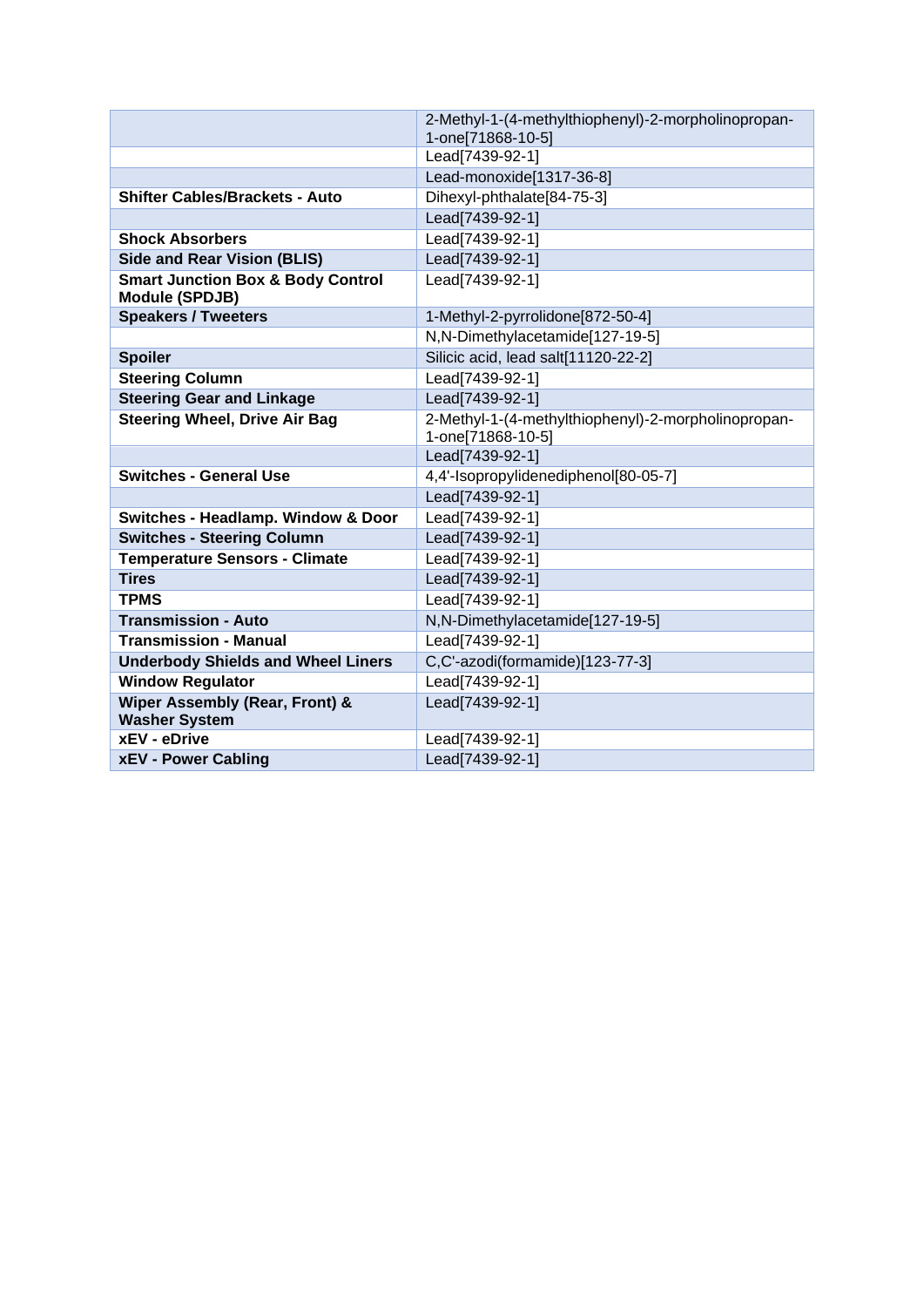| | |
|---|---|
| | 2-Methyl-1-(4-methylthiophenyl)-2-morpholinopropan-1-one[71868-10-5] |
| | Lead[7439-92-1] |
| | Lead-monoxide[1317-36-8] |
| **Shifter Cables/Brackets - Auto** | Dihexyl-phthalate[84-75-3] |
| | Lead[7439-92-1] |
| **Shock Absorbers** | Lead[7439-92-1] |
| **Side and Rear Vision (BLIS)** | Lead[7439-92-1] |
| **Smart Junction Box & Body Control Module (SPDJB)** | Lead[7439-92-1] |
| **Speakers / Tweeters** | 1-Methyl-2-pyrrolidone[872-50-4] |
| | N,N-Dimethylacetamide[127-19-5] |
| **Spoiler** | Silicic acid, lead salt[11120-22-2] |
| **Steering Column** | Lead[7439-92-1] |
| **Steering Gear and Linkage** | Lead[7439-92-1] |
| **Steering Wheel, Drive Air Bag** | 2-Methyl-1-(4-methylthiophenyl)-2-morpholinopropan-1-one[71868-10-5] |
| | Lead[7439-92-1] |
| **Switches - General Use** | 4,4'-Isopropylidenediphenol[80-05-7] |
| | Lead[7439-92-1] |
| **Switches - Headlamp. Window & Door** | Lead[7439-92-1] |
| **Switches - Steering Column** | Lead[7439-92-1] |
| **Temperature Sensors - Climate** | Lead[7439-92-1] |
| **Tires** | Lead[7439-92-1] |
| **TPMS** | Lead[7439-92-1] |
| **Transmission - Auto** | N,N-Dimethylacetamide[127-19-5] |
| **Transmission - Manual** | Lead[7439-92-1] |
| **Underbody Shields and Wheel Liners** | C,C'-azodi(formamide)[123-77-3] |
| **Window Regulator** | Lead[7439-92-1] |
| **Wiper Assembly (Rear, Front) & Washer System** | Lead[7439-92-1] |
| **xEV - eDrive** | Lead[7439-92-1] |
| **xEV - Power Cabling** | Lead[7439-92-1] |